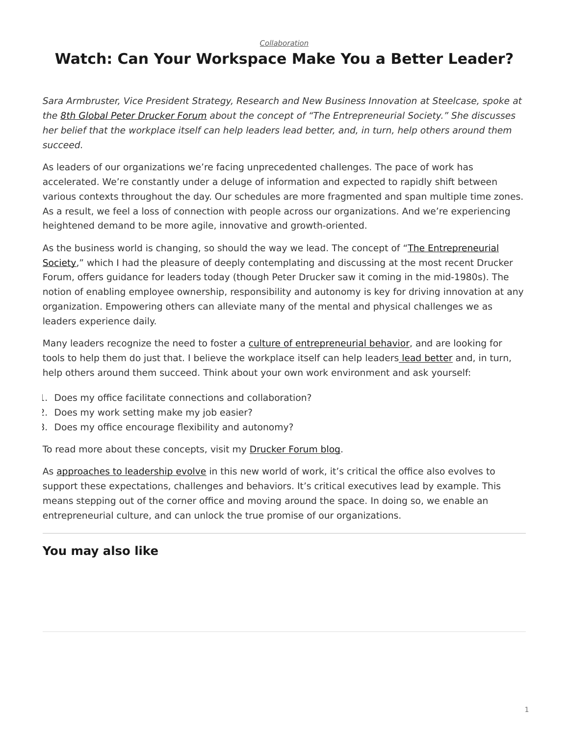*Collaboration*

# Watch: Can Your Workspace Make You a Better Leader?

*Sara Armbruster, Vice President Strategy, Research and New Business Innovation at Steelcase, spoke at the 8th Global Peter Drucker Forum about the concept of "The Entrepreneurial Society." She discusses her belief that the workplace itself can help leaders lead better, and, in turn, help others around them succeed.*

As leaders of our organizations we're facing unprecedented challenges. The pace of work has accelerated. We're constantly under a deluge of information and expected to rapidly shift between various contexts throughout the day. Our schedules are more fragmented and span multiple time zones. As a result, we feel a loss of connection with people across our organizations. And we're experiencing heightened demand to be more agile, innovative and growth-oriented.

As the business world is changing, so should the way we lead. The concept of "The Entrepreneurial Society," which I had the pleasure of deeply contemplating and discussing at the most recent Drucker Forum, offers guidance for leaders today (though Peter Drucker saw it coming in the mid-1980s). The notion of enabling employee ownership, responsibility and autonomy is key for driving innovation at any organization. Empowering others can alleviate many of the mental and physical challenges we as leaders experience daily.

Many leaders recognize the need to foster a culture of entrepreneurial behavior, and are looking for tools to help them do just that. I believe the workplace itself can help leaders lead better and, in turn, help others around them succeed. Think about your own work environment and ask yourself:

1. Does my office facilitate connections and collaboration?
2. Does my work setting make my job easier?
3. Does my office encourage flexibility and autonomy?

To read more about these concepts, visit my Drucker Forum blog.

As approaches to leadership evolve in this new world of work, it's critical the office also evolves to support these expectations, challenges and behaviors. It's critical executives lead by example. This means stepping out of the corner office and moving around the space. In doing so, we enable an entrepreneurial culture, and can unlock the true promise of our organizations.

## You may also like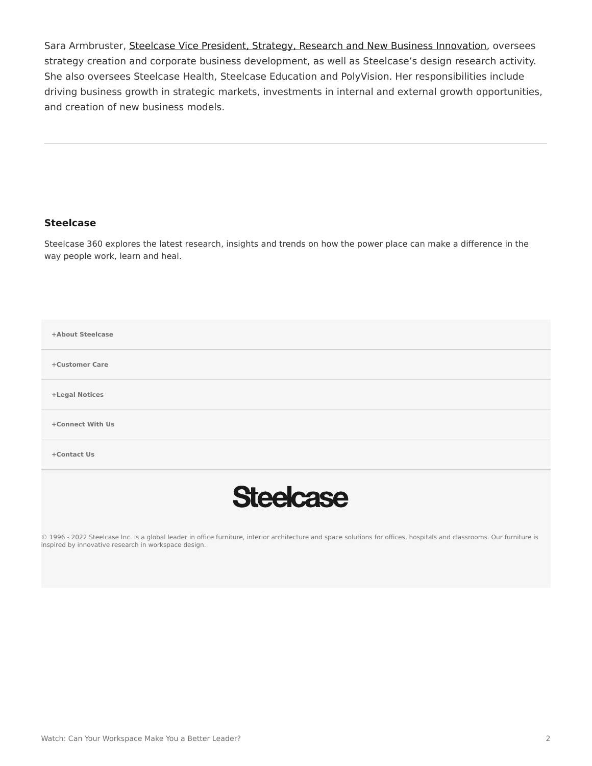Sara Armbruster, Steelcase Vice President, Strategy, Research and New Business Innovation, oversees strategy creation and corporate business development, as well as Steelcase's design research activity. She also oversees Steelcase Health, Steelcase Education and PolyVision. Her responsibilities include driving business growth in strategic markets, investments in internal and external growth opportunities, and creation of new business models.

---

**Steelcase**

Steelcase 360 explores the latest research, insights and trends on how the power place can make a difference in the way people work, learn and heal.

**+About Steelcase**

**+Customer Care**

**+Legal Notices**

**+Connect With Us**

**+Contact Us**

Steelcase

© 1996 - 2022 Steelcase Inc. is a global leader in office furniture, interior architecture and space solutions for offices, hospitals and classrooms. Our furniture is inspired by innovative research in workspace design.